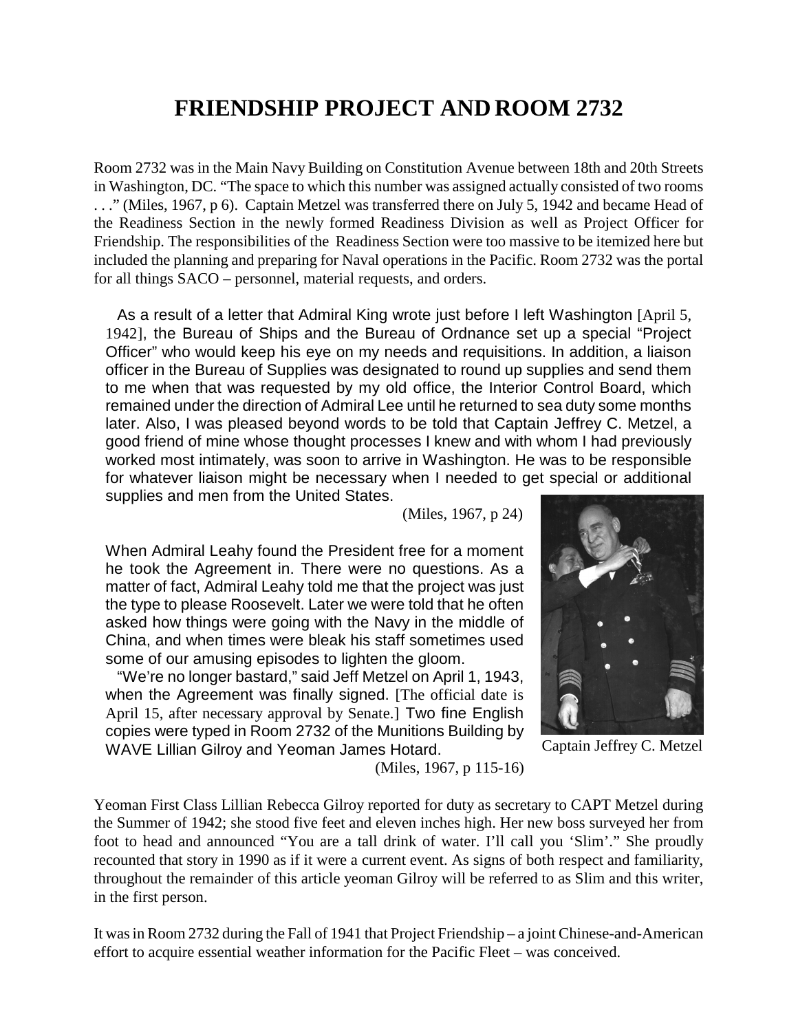# FRIENDSHIP PROJECT AND ROOM 2732

Room 2732 was in the Main Navy Building on Constitution Avenue between 18th and 20th Streets in Washington, DC. "The space to which this number was assigned actually consisted of two rooms . . ." (Miles, 1967, p 6). Captain Metzel was transferred there on July 5, 1942 and became Head of the Readiness Section in the newly formed Readiness Division as well as Project Officer for Friendship. The responsibilities of the Readiness Section were too massive to be itemized here but included the planning and preparing for Naval operations in the Pacific. Room 2732 was the portal for all things SACO – personnel, material requests, and orders.

> As a result of a letter that Admiral King wrote just before I left Washington [April 5, 1942], the Bureau of Ships and the Bureau of Ordnance set up a special "Project Officer" who would keep his eye on my needs and requisitions. In addition, a liaison officer in the Bureau of Supplies was designated to round up supplies and send them to me when that was requested by my old office, the Interior Control Board, which remained under the direction of Admiral Lee until he returned to sea duty some months later. Also, I was pleased beyond words to be told that Captain Jeffrey C. Metzel, a good friend of mine whose thought processes I knew and with whom I had previously worked most intimately, was soon to arrive in Washington. He was to be responsible for whatever liaison might be necessary when I needed to get special or additional supplies and men from the United States.
>
> (Miles, 1967, p 24)

> When Admiral Leahy found the President free for a moment he took the Agreement in. There were no questions. As a matter of fact, Admiral Leahy told me that the project was just the type to please Roosevelt. Later we were told that he often asked how things were going with the Navy in the middle of China, and when times were bleak his staff sometimes used some of our amusing episodes to lighten the gloom.
>
> "We're no longer bastard," said Jeff Metzel on April 1, 1943, when the Agreement was finally signed. [The official date is April 15, after necessary approval by Senate.] Two fine English copies were typed in Room 2732 of the Munitions Building by WAVE Lillian Gilroy and Yeoman James Hotard.
>
> (Miles, 1967, p 115-16)

Captain Jeffrey C. Metzel

Yeoman First Class Lillian Rebecca Gilroy reported for duty as secretary to CAPT Metzel during the Summer of 1942; she stood five feet and eleven inches high. Her new boss surveyed her from foot to head and announced "You are a tall drink of water. I'll call you 'Slim'." She proudly recounted that story in 1990 as if it were a current event. As signs of both respect and familiarity, throughout the remainder of this article yeoman Gilroy will be referred to as Slim and this writer, in the first person.

It was in Room 2732 during the Fall of 1941 that Project Friendship – a joint Chinese-and-American effort to acquire essential weather information for the Pacific Fleet – was conceived.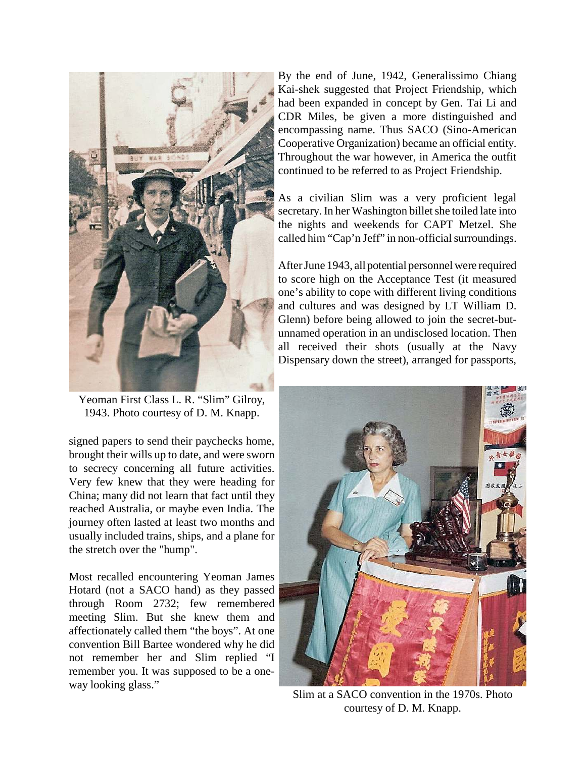Yeoman First Class L. R. "Slim" Gilroy, 1943. Photo courtesy of D. M. Knapp.

By the end of June, 1942, Generalissimo Chiang Kai-shek suggested that Project Friendship, which had been expanded in concept by Gen. Tai Li and CDR Miles, be given a more distinguished and encompassing name. Thus SACO (Sino-American Cooperative Organization) became an official entity. Throughout the war however, in America the outfit continued to be referred to as Project Friendship.

As a civilian Slim was a very proficient legal secretary. In her Washington billet she toiled late into the nights and weekends for CAPT Metzel. She called him "Cap'n Jeff" in non-official surroundings.

After June 1943, all potential personnel were required to score high on the Acceptance Test (it measured one's ability to cope with different living conditions and cultures and was designed by LT William D. Glenn) before being allowed to join the secret-but-unnamed operation in an undisclosed location. Then all received their shots (usually at the Navy Dispensary down the street), arranged for passports, signed papers to send their paychecks home, brought their wills up to date, and were sworn to secrecy concerning all future activities. Very few knew that they were heading for China; many did not learn that fact until they reached Australia, or maybe even India. The journey often lasted at least two months and usually included trains, ships, and a plane for the stretch over the "hump".

Most recalled encountering Yeoman James Hotard (not a SACO hand) as they passed through Room 2732; few remembered meeting Slim. But she knew them and affectionately called them "the boys". At one convention Bill Bartee wondered why he did not remember her and Slim replied "I remember you. It was supposed to be a one-way looking glass."

Slim at a SACO convention in the 1970s. Photo courtesy of D. M. Knapp.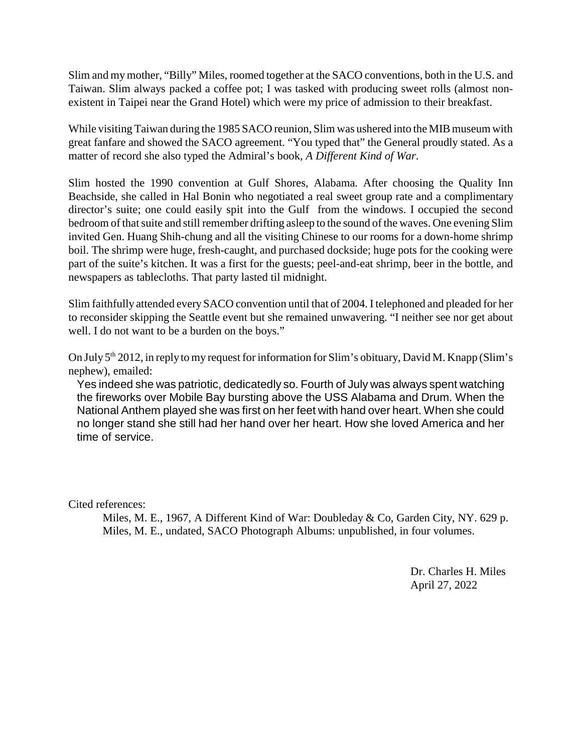Slim and my mother, "Billy" Miles, roomed together at the SACO conventions, both in the U.S. and Taiwan. Slim always packed a coffee pot; I was tasked with producing sweet rolls (almost non-existent in Taipei near the Grand Hotel) which were my price of admission to their breakfast.

While visiting Taiwan during the 1985 SACO reunion, Slim was ushered into the MIB museum with great fanfare and showed the SACO agreement. "You typed that" the General proudly stated. As a matter of record she also typed the Admiral's book, *A Different Kind of War*.

Slim hosted the 1990 convention at Gulf Shores, Alabama. After choosing the Quality Inn Beachside, she called in Hal Bonin who negotiated a real sweet group rate and a complimentary director's suite; one could easily spit into the Gulf from the windows. I occupied the second bedroom of that suite and still remember drifting asleep to the sound of the waves. One evening Slim invited Gen. Huang Shih-chung and all the visiting Chinese to our rooms for a down-home shrimp boil. The shrimp were huge, fresh-caught, and purchased dockside; huge pots for the cooking were part of the suite's kitchen. It was a first for the guests; peel-and-eat shrimp, beer in the bottle, and newspapers as tablecloths. That party lasted til midnight.

Slim faithfully attended every SACO convention until that of 2004. I telephoned and pleaded for her to reconsider skipping the Seattle event but she remained unwavering. "I neither see nor get about well. I do not want to be a burden on the boys."

On July 5th 2012, in reply to my request for information for Slim's obituary, David M. Knapp (Slim's nephew), emailed:

> Yes indeed she was patriotic, dedicatedly so. Fourth of July was always spent watching the fireworks over Mobile Bay bursting above the USS Alabama and Drum. When the National Anthem played she was first on her feet with hand over heart. When she could no longer stand she still had her hand over her heart. How she loved America and her time of service.

Cited references:

Miles, M. E., 1967, A Different Kind of War: Doubleday & Co, Garden City, NY. 629 p.
Miles, M. E., undated, SACO Photograph Albums: unpublished, in four volumes.

Dr. Charles H. Miles
April 27, 2022